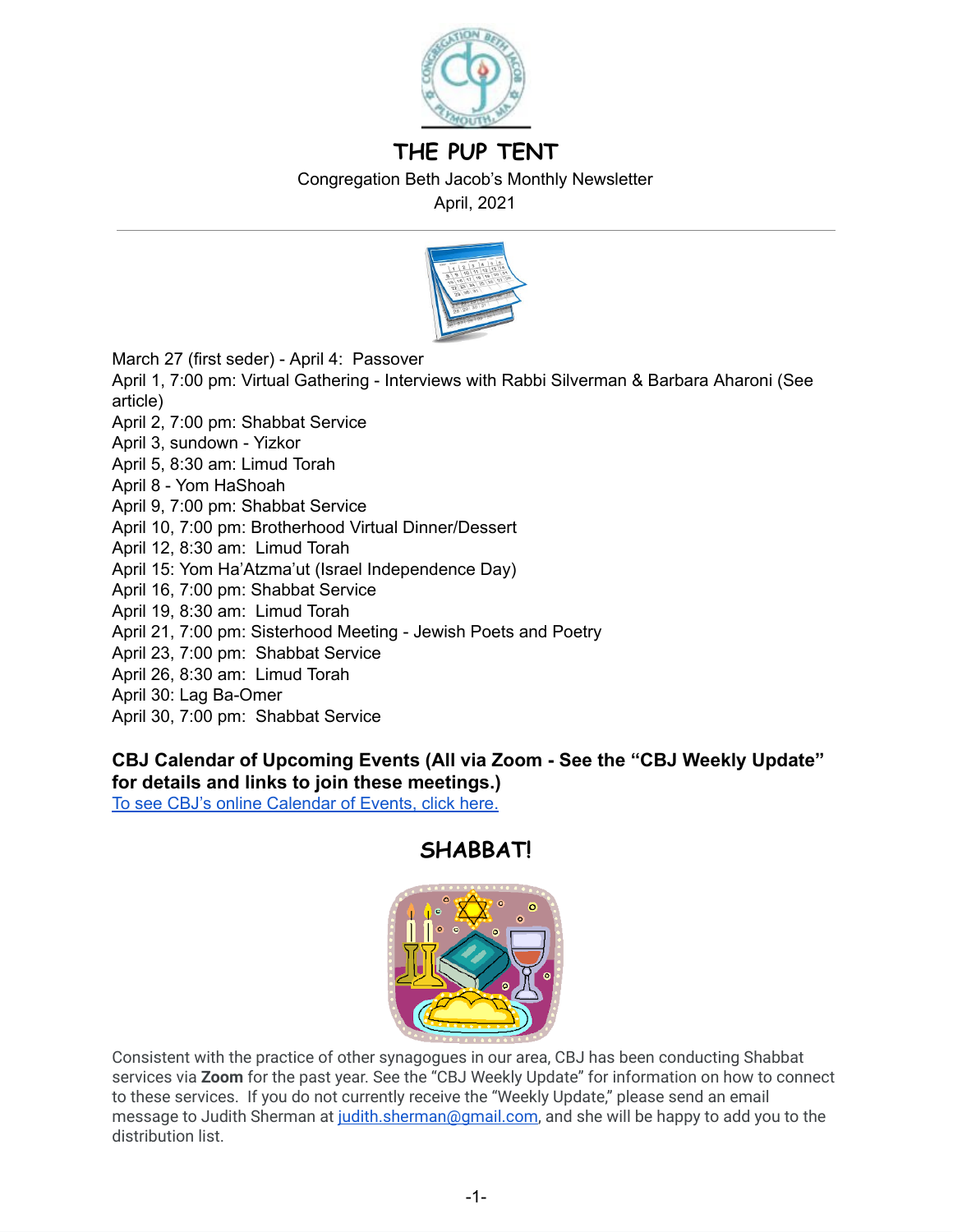# THE PUP TENT

Congregation Beth Jacob's Monthly Newsletter

April, 2021

---

March 27 (first seder) - April 4: Passover
April 1, 7:00 pm: Virtual Gathering - Interviews with Rabbi Silverman & Barbara Aharoni (See article)
April 2, 7:00 pm: Shabbat Service
April 3, sundown - Yizkor
April 5, 8:30 am: Limud Torah
April 8 - Yom HaShoah
April 9, 7:00 pm: Shabbat Service
April 10, 7:00 pm: Brotherhood Virtual Dinner/Dessert
April 12, 8:30 am: Limud Torah
April 15: Yom Ha'Atzma'ut (Israel Independence Day)
April 16, 7:00 pm: Shabbat Service
April 19, 8:30 am: Limud Torah
April 21, 7:00 pm: Sisterhood Meeting - Jewish Poets and Poetry
April 23, 7:00 pm: Shabbat Service
April 26, 8:30 am: Limud Torah
April 30: Lag Ba-Omer
April 30, 7:00 pm: Shabbat Service

**CBJ Calendar of Upcoming Events (All via Zoom - See the "CBJ Weekly Update" for details and links to join these meetings.)**

To see CBJ's online Calendar of Events, click here.

## SHABBAT!

Consistent with the practice of other synagogues in our area, CBJ has been conducting Shabbat services via **Zoom** for the past year. See the "CBJ Weekly Update" for information on how to connect to these services. If you do not currently receive the "Weekly Update," please send an email message to Judith Sherman at judith.sherman@gmail.com, and she will be happy to add you to the distribution list.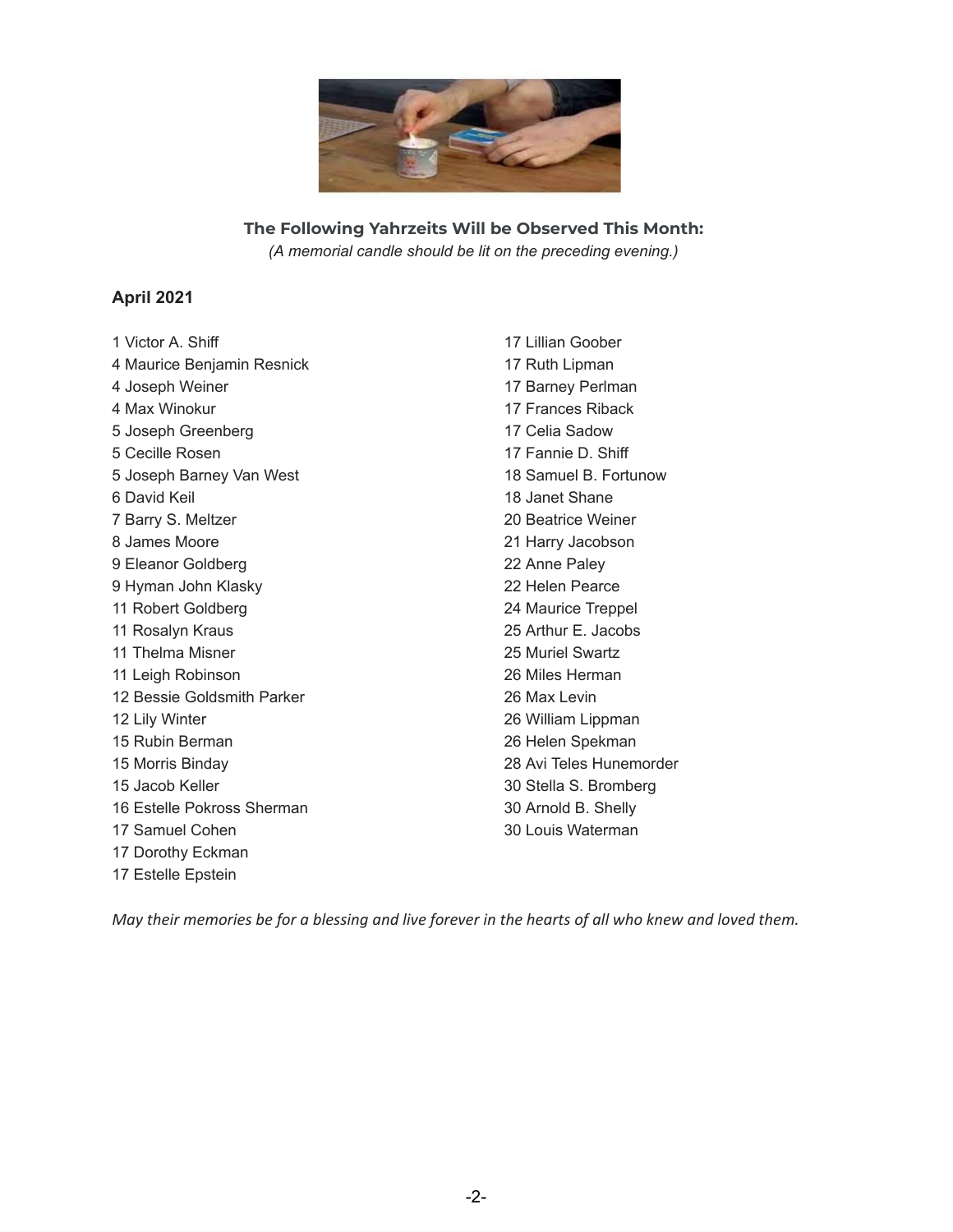**The Following Yahrzeits Will be Observed This Month:**

*(A memorial candle should be lit on the preceding evening.)*

**April 2021**

1 Victor A. Shiff
4 Maurice Benjamin Resnick
4 Joseph Weiner
4 Max Winokur
5 Joseph Greenberg
5 Cecille Rosen
5 Joseph Barney Van West
6 David Keil
7 Barry S. Meltzer
8 James Moore
9 Eleanor Goldberg
9 Hyman John Klasky
11 Robert Goldberg
11 Rosalyn Kraus
11 Thelma Misner
11 Leigh Robinson
12 Bessie Goldsmith Parker
12 Lily Winter
15 Rubin Berman
15 Morris Binday
15 Jacob Keller
16 Estelle Pokross Sherman
17 Samuel Cohen
17 Dorothy Eckman
17 Estelle Epstein
17 Lillian Goober
17 Ruth Lipman
17 Barney Perlman
17 Frances Riback
17 Celia Sadow
17 Fannie D. Shiff
18 Samuel B. Fortunow
18 Janet Shane
20 Beatrice Weiner
21 Harry Jacobson
22 Anne Paley
22 Helen Pearce
24 Maurice Treppel
25 Arthur E. Jacobs
25 Muriel Swartz
26 Miles Herman
26 Max Levin
26 William Lippman
26 Helen Spekman
28 Avi Teles Hunemorder
30 Stella S. Bromberg
30 Arnold B. Shelly
30 Louis Waterman

*May their memories be for a blessing and live forever in the hearts of all who knew and loved them.*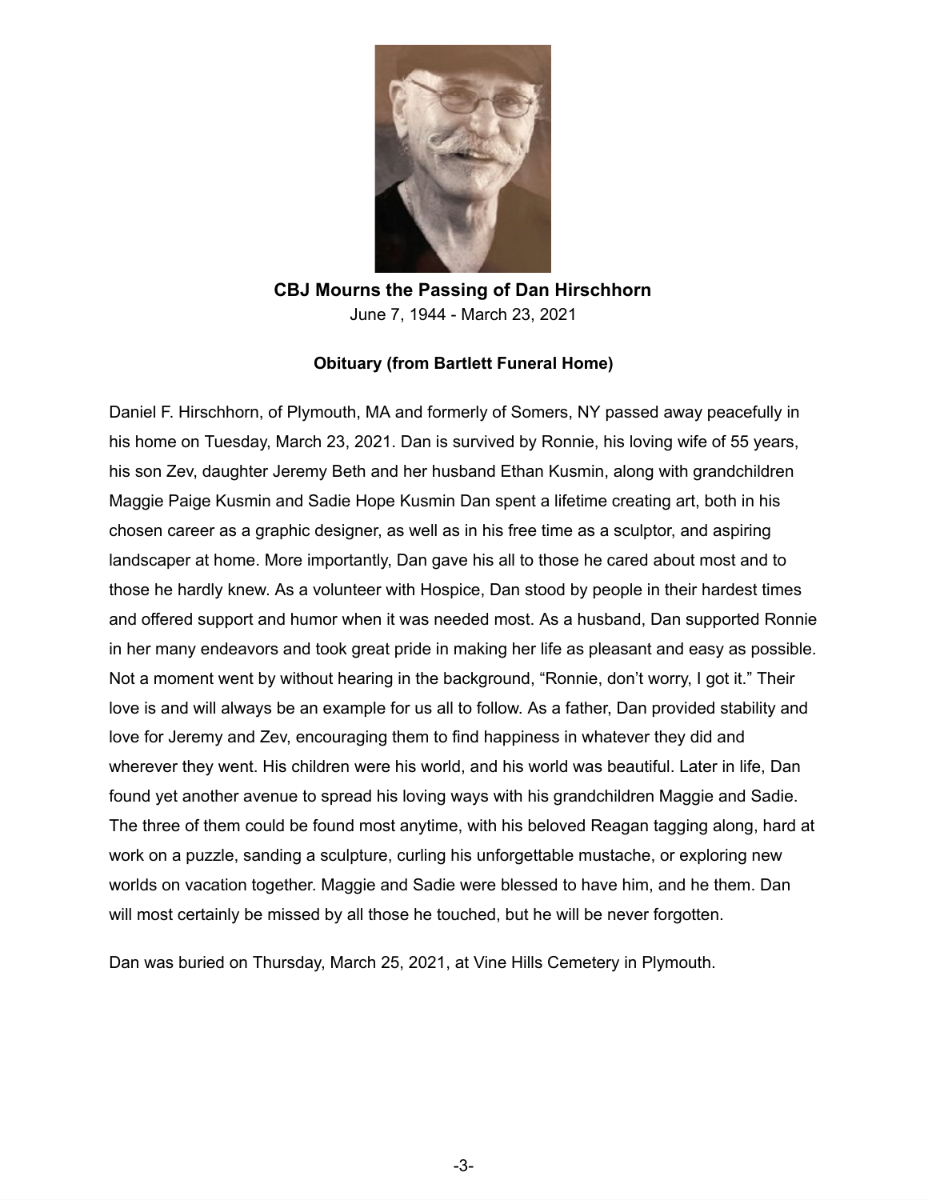**CBJ Mourns the Passing of Dan Hirschhorn**

June 7, 1944 - March 23, 2021

**Obituary (from Bartlett Funeral Home)**

Daniel F. Hirschhorn, of Plymouth, MA and formerly of Somers, NY passed away peacefully in his home on Tuesday, March 23, 2021. Dan is survived by Ronnie, his loving wife of 55 years, his son Zev, daughter Jeremy Beth and her husband Ethan Kusmin, along with grandchildren Maggie Paige Kusmin and Sadie Hope Kusmin Dan spent a lifetime creating art, both in his chosen career as a graphic designer, as well as in his free time as a sculptor, and aspiring landscaper at home. More importantly, Dan gave his all to those he cared about most and to those he hardly knew. As a volunteer with Hospice, Dan stood by people in their hardest times and offered support and humor when it was needed most. As a husband, Dan supported Ronnie in her many endeavors and took great pride in making her life as pleasant and easy as possible. Not a moment went by without hearing in the background, "Ronnie, don't worry, I got it." Their love is and will always be an example for us all to follow. As a father, Dan provided stability and love for Jeremy and Zev, encouraging them to find happiness in whatever they did and wherever they went. His children were his world, and his world was beautiful. Later in life, Dan found yet another avenue to spread his loving ways with his grandchildren Maggie and Sadie. The three of them could be found most anytime, with his beloved Reagan tagging along, hard at work on a puzzle, sanding a sculpture, curling his unforgettable mustache, or exploring new worlds on vacation together. Maggie and Sadie were blessed to have him, and he them. Dan will most certainly be missed by all those he touched, but he will be never forgotten.

Dan was buried on Thursday, March 25, 2021, at Vine Hills Cemetery in Plymouth.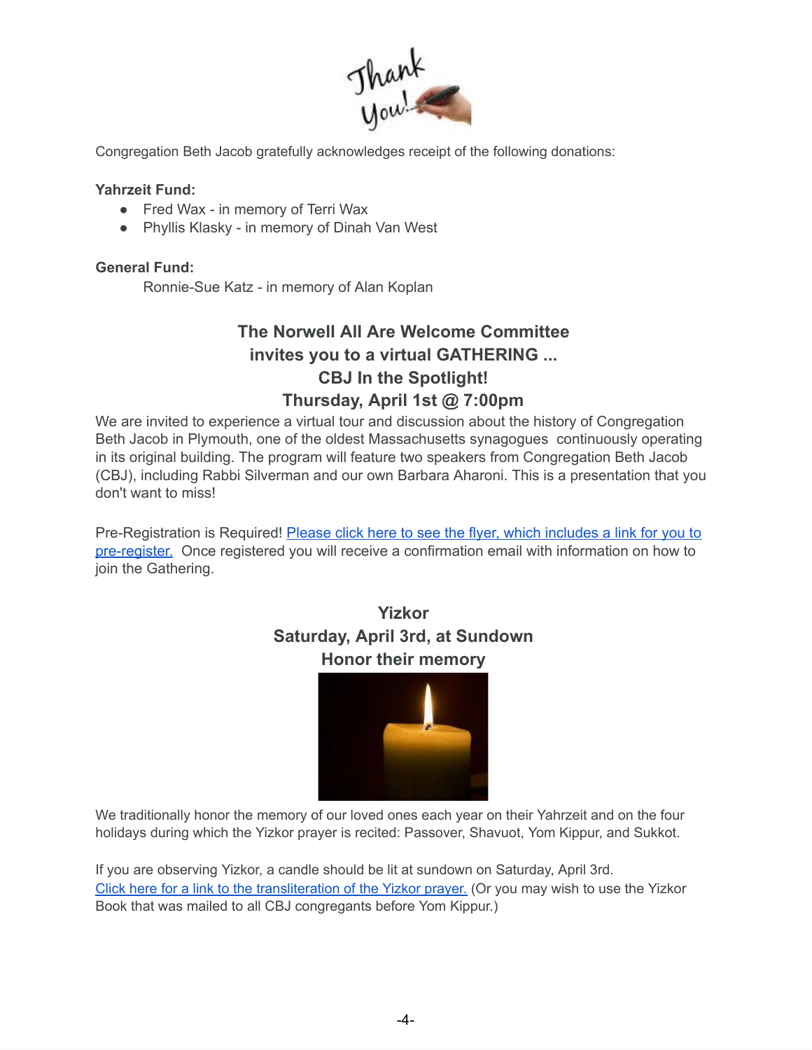Congregation Beth Jacob gratefully acknowledges receipt of the following donations:

**Yahrzeit Fund:**

- Fred Wax - in memory of Terri Wax
- Phyllis Klasky - in memory of Dinah Van West

**General Fund:**

Ronnie-Sue Katz - in memory of Alan Koplan

## The Norwell All Are Welcome Committee invites you to a virtual GATHERING ... CBJ In the Spotlight! Thursday, April 1st @ 7:00pm

We are invited to experience a virtual tour and discussion about the history of Congregation Beth Jacob in Plymouth, one of the oldest Massachusetts synagogues continuously operating in its original building. The program will feature two speakers from Congregation Beth Jacob (CBJ), including Rabbi Silverman and our own Barbara Aharoni. This is a presentation that you don't want to miss!

Pre-Registration is Required! Please click here to see the flyer, which includes a link for you to pre-register. Once registered you will receive a confirmation email with information on how to join the Gathering.

## Yizkor Saturday, April 3rd, at Sundown Honor their memory

We traditionally honor the memory of our loved ones each year on their Yahrzeit and on the four holidays during which the Yizkor prayer is recited: Passover, Shavuot, Yom Kippur, and Sukkot.

If you are observing Yizkor, a candle should be lit at sundown on Saturday, April 3rd. Click here for a link to the transliteration of the Yizkor prayer. (Or you may wish to use the Yizkor Book that was mailed to all CBJ congregants before Yom Kippur.)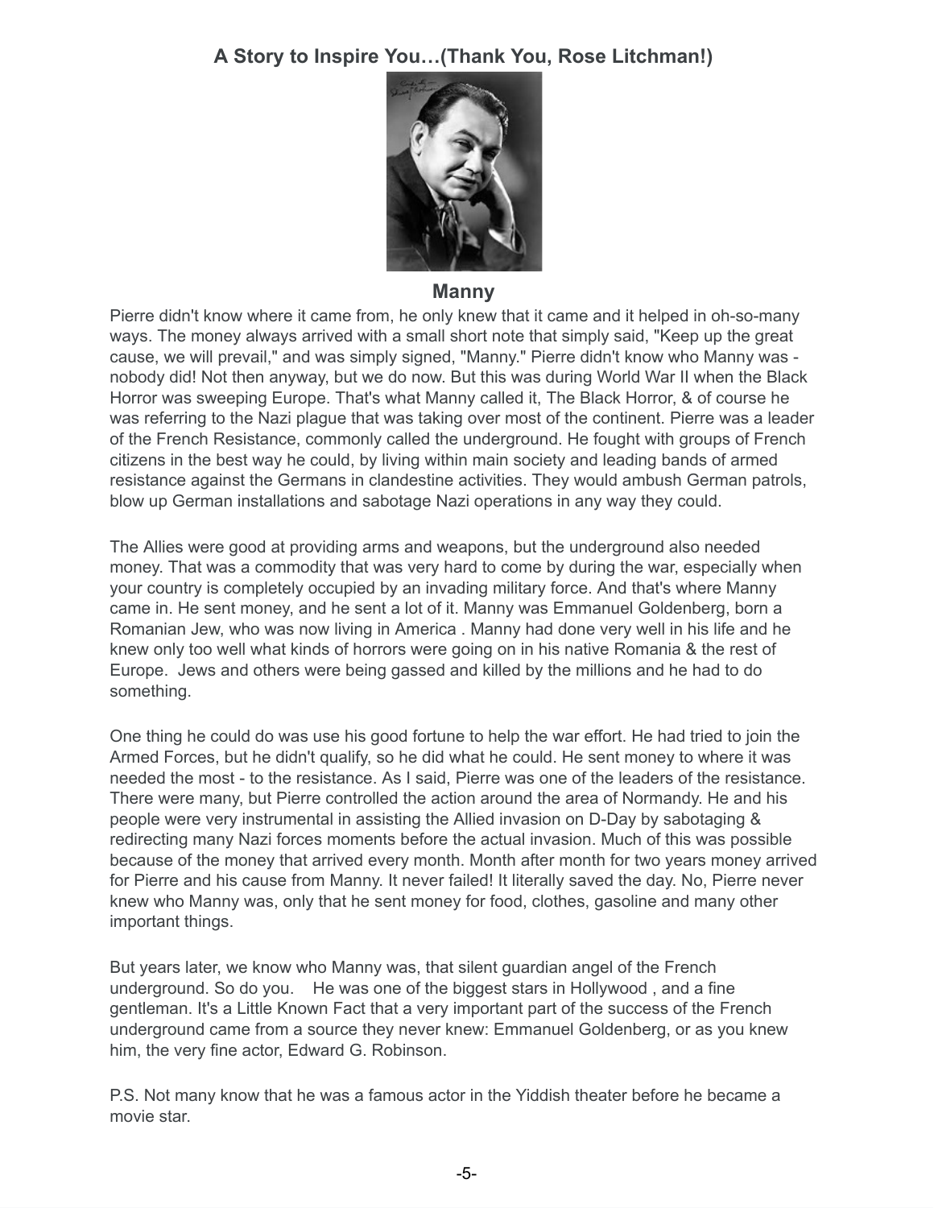## A Story to Inspire You…(Thank You, Rose Litchman!)

### Manny

Pierre didn't know where it came from, he only knew that it came and it helped in oh-so-many ways. The money always arrived with a small short note that simply said, "Keep up the great cause, we will prevail," and was simply signed, "Manny." Pierre didn't know who Manny was - nobody did! Not then anyway, but we do now. But this was during World War II when the Black Horror was sweeping Europe. That's what Manny called it, The Black Horror, & of course he was referring to the Nazi plague that was taking over most of the continent. Pierre was a leader of the French Resistance, commonly called the underground. He fought with groups of French citizens in the best way he could, by living within main society and leading bands of armed resistance against the Germans in clandestine activities. They would ambush German patrols, blow up German installations and sabotage Nazi operations in any way they could.

The Allies were good at providing arms and weapons, but the underground also needed money. That was a commodity that was very hard to come by during the war, especially when your country is completely occupied by an invading military force. And that's where Manny came in. He sent money, and he sent a lot of it. Manny was Emmanuel Goldenberg, born a Romanian Jew, who was now living in America . Manny had done very well in his life and he knew only too well what kinds of horrors were going on in his native Romania & the rest of Europe. Jews and others were being gassed and killed by the millions and he had to do something.

One thing he could do was use his good fortune to help the war effort. He had tried to join the Armed Forces, but he didn't qualify, so he did what he could. He sent money to where it was needed the most - to the resistance. As I said, Pierre was one of the leaders of the resistance. There were many, but Pierre controlled the action around the area of Normandy. He and his people were very instrumental in assisting the Allied invasion on D-Day by sabotaging & redirecting many Nazi forces moments before the actual invasion. Much of this was possible because of the money that arrived every month. Month after month for two years money arrived for Pierre and his cause from Manny. It never failed! It literally saved the day. No, Pierre never knew who Manny was, only that he sent money for food, clothes, gasoline and many other important things.

But years later, we know who Manny was, that silent guardian angel of the French underground. So do you. He was one of the biggest stars in Hollywood , and a fine gentleman. It's a Little Known Fact that a very important part of the success of the French underground came from a source they never knew: Emmanuel Goldenberg, or as you knew him, the very fine actor, Edward G. Robinson.

P.S. Not many know that he was a famous actor in the Yiddish theater before he became a movie star.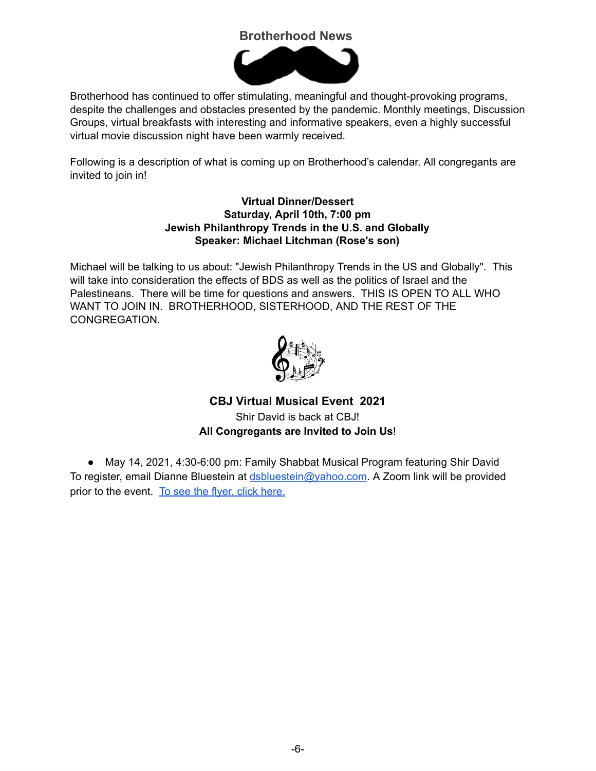## Brotherhood News

Brotherhood has continued to offer stimulating, meaningful and thought-provoking programs, despite the challenges and obstacles presented by the pandemic. Monthly meetings, Discussion Groups, virtual breakfasts with interesting and informative speakers, even a highly successful virtual movie discussion night have been warmly received.

Following is a description of what is coming up on Brotherhood's calendar. All congregants are invited to join in!

**Virtual Dinner/Dessert**
**Saturday, April 10th, 7:00 pm**
**Jewish Philanthropy Trends in the U.S. and Globally**
**Speaker: Michael Litchman (Rose's son)**

Michael will be talking to us about: "Jewish Philanthropy Trends in the US and Globally". This will take into consideration the effects of BDS as well as the politics of Israel and the Palestineans. There will be time for questions and answers. THIS IS OPEN TO ALL WHO WANT TO JOIN IN. BROTHERHOOD, SISTERHOOD, AND THE REST OF THE CONGREGATION.

**CBJ Virtual Musical Event 2021**
Shir David is back at CBJ!
**All Congregants are Invited to Join Us**!

- May 14, 2021, 4:30-6:00 pm: Family Shabbat Musical Program featuring Shir David

To register, email Dianne Bluestein at dsbluestein@yahoo.com. A Zoom link will be provided prior to the event. To see the flyer, click here.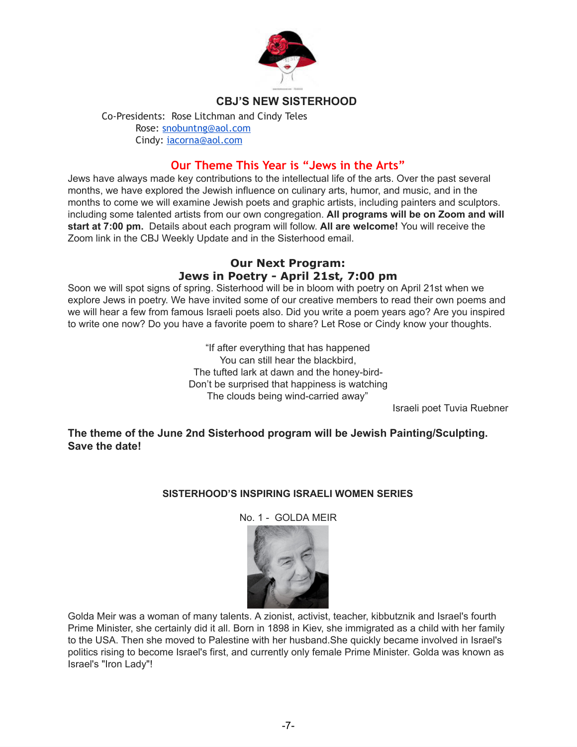## CBJ'S NEW SISTERHOOD

Co-Presidents: Rose Litchman and Cindy Teles
Rose: snobuntng@aol.com
Cindy: iacorna@aol.com

## Our Theme This Year is "Jews in the Arts"

Jews have always made key contributions to the intellectual life of the arts. Over the past several months, we have explored the Jewish influence on culinary arts, humor, and music, and in the months to come we will examine Jewish poets and graphic artists, including painters and sculptors. including some talented artists from our own congregation. **All programs will be on Zoom and will start at 7:00 pm.** Details about each program will follow. **All are welcome!** You will receive the Zoom link in the CBJ Weekly Update and in the Sisterhood email.

### Our Next Program:
### Jews in Poetry - April 21st, 7:00 pm

Soon we will spot signs of spring. Sisterhood will be in bloom with poetry on April 21st when we explore Jews in poetry. We have invited some of our creative members to read their own poems and we will hear a few from famous Israeli poets also. Did you write a poem years ago? Are you inspired to write one now? Do you have a favorite poem to share? Let Rose or Cindy know your thoughts.

"If after everything that has happened
You can still hear the blackbird,
The tufted lark at dawn and the honey-bird-
Don't be surprised that happiness is watching
The clouds being wind-carried away"

Israeli poet Tuvia Ruebner

**The theme of the June 2nd Sisterhood program will be Jewish Painting/Sculpting. Save the date!**

### SISTERHOOD'S INSPIRING ISRAELI WOMEN SERIES

No. 1 - GOLDA MEIR

Golda Meir was a woman of many talents. A zionist, activist, teacher, kibbutznik and Israel's fourth Prime Minister, she certainly did it all. Born in 1898 in Kiev, she immigrated as a child with her family to the USA. Then she moved to Palestine with her husband.She quickly became involved in Israel's politics rising to become Israel's first, and currently only female Prime Minister. Golda was known as Israel's "Iron Lady"!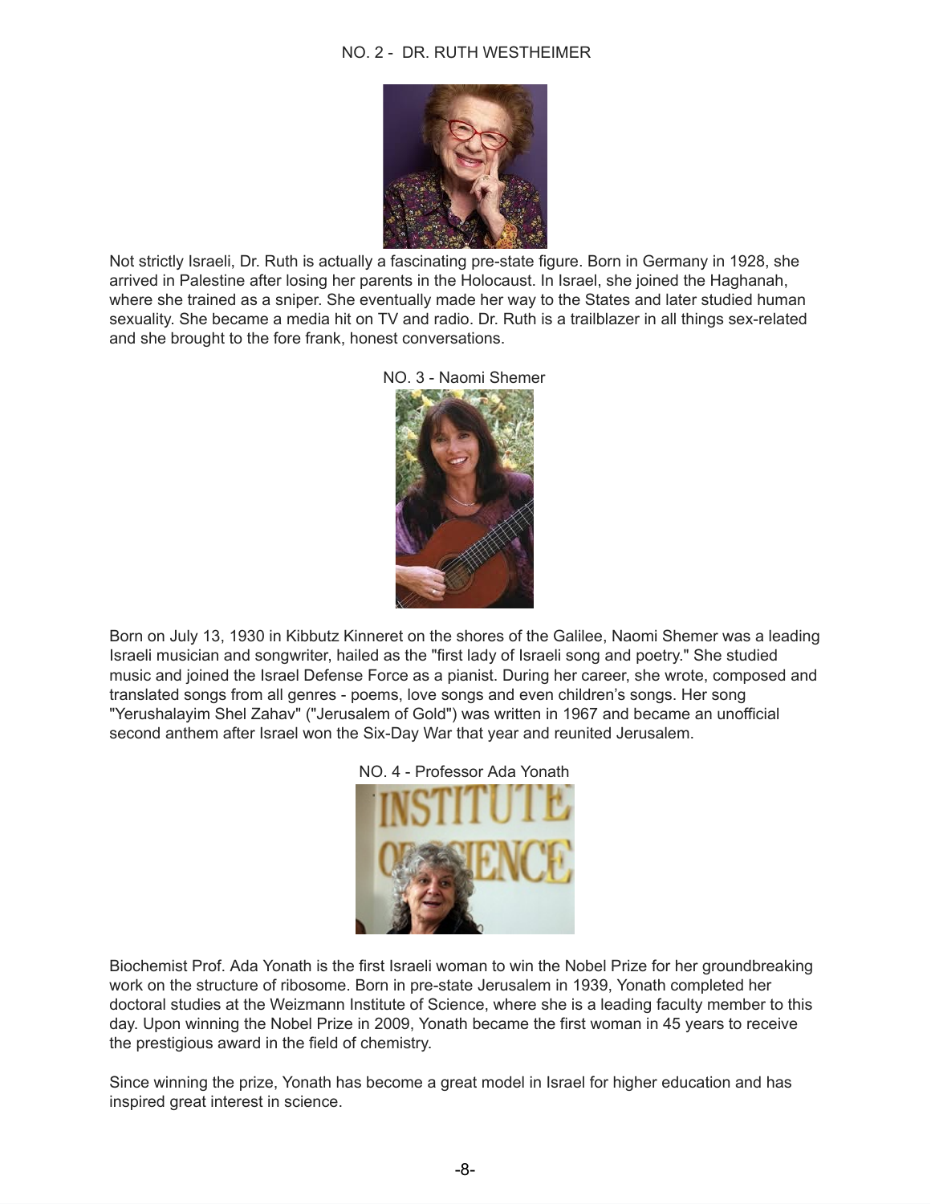## NO. 2 - DR. RUTH WESTHEIMER

Not strictly Israeli, Dr. Ruth is actually a fascinating pre-state figure. Born in Germany in 1928, she arrived in Palestine after losing her parents in the Holocaust. In Israel, she joined the Haghanah, where she trained as a sniper. She eventually made her way to the States and later studied human sexuality. She became a media hit on TV and radio. Dr. Ruth is a trailblazer in all things sex-related and she brought to the fore frank, honest conversations.

## NO. 3 - Naomi Shemer

Born on July 13, 1930 in Kibbutz Kinneret on the shores of the Galilee, Naomi Shemer was a leading Israeli musician and songwriter, hailed as the "first lady of Israeli song and poetry." She studied music and joined the Israel Defense Force as a pianist. During her career, she wrote, composed and translated songs from all genres - poems, love songs and even children's songs. Her song "Yerushalayim Shel Zahav" ("Jerusalem of Gold") was written in 1967 and became an unofficial second anthem after Israel won the Six-Day War that year and reunited Jerusalem.

## NO. 4 - Professor Ada Yonath

Biochemist Prof. Ada Yonath is the first Israeli woman to win the Nobel Prize for her groundbreaking work on the structure of ribosome. Born in pre-state Jerusalem in 1939, Yonath completed her doctoral studies at the Weizmann Institute of Science, where she is a leading faculty member to this day. Upon winning the Nobel Prize in 2009, Yonath became the first woman in 45 years to receive the prestigious award in the field of chemistry.

Since winning the prize, Yonath has become a great model in Israel for higher education and has inspired great interest in science.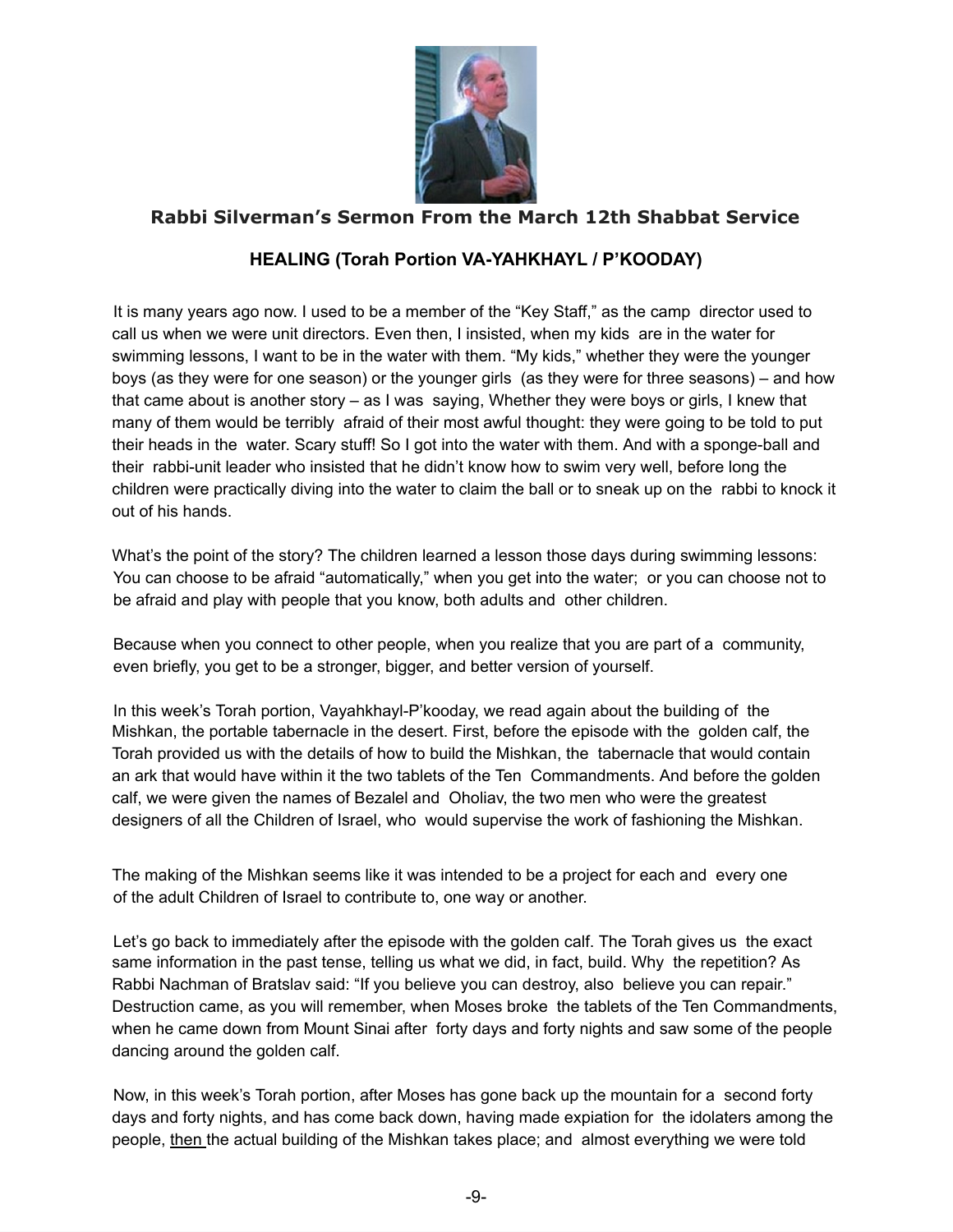## Rabbi Silverman's Sermon From the March 12th Shabbat Service

### HEALING (Torah Portion VA-YAHKHAYL / P'KOODAY)

It is many years ago now. I used to be a member of the "Key Staff," as the camp director used to call us when we were unit directors. Even then, I insisted, when my kids are in the water for swimming lessons, I want to be in the water with them. "My kids," whether they were the younger boys (as they were for one season) or the younger girls (as they were for three seasons) – and how that came about is another story – as I was saying, Whether they were boys or girls, I knew that many of them would be terribly afraid of their most awful thought: they were going to be told to put their heads in the water. Scary stuff! So I got into the water with them. And with a sponge-ball and their rabbi-unit leader who insisted that he didn't know how to swim very well, before long the children were practically diving into the water to claim the ball or to sneak up on the rabbi to knock it out of his hands.

What's the point of the story? The children learned a lesson those days during swimming lessons: You can choose to be afraid "automatically," when you get into the water; or you can choose not to be afraid and play with people that you know, both adults and other children.

Because when you connect to other people, when you realize that you are part of a community, even briefly, you get to be a stronger, bigger, and better version of yourself.

In this week's Torah portion, Vayahkhayl-P'kooday, we read again about the building of the Mishkan, the portable tabernacle in the desert. First, before the episode with the golden calf, the Torah provided us with the details of how to build the Mishkan, the tabernacle that would contain an ark that would have within it the two tablets of the Ten Commandments. And before the golden calf, we were given the names of Bezalel and Oholiav, the two men who were the greatest designers of all the Children of Israel, who would supervise the work of fashioning the Mishkan.

The making of the Mishkan seems like it was intended to be a project for each and every one of the adult Children of Israel to contribute to, one way or another.

Let's go back to immediately after the episode with the golden calf. The Torah gives us the exact same information in the past tense, telling us what we did, in fact, build. Why the repetition? As Rabbi Nachman of Bratslav said: "If you believe you can destroy, also believe you can repair." Destruction came, as you will remember, when Moses broke the tablets of the Ten Commandments, when he came down from Mount Sinai after forty days and forty nights and saw some of the people dancing around the golden calf.

Now, in this week's Torah portion, after Moses has gone back up the mountain for a second forty days and forty nights, and has come back down, having made expiation for the idolaters among the people, <u>then</u> the actual building of the Mishkan takes place; and almost everything we were told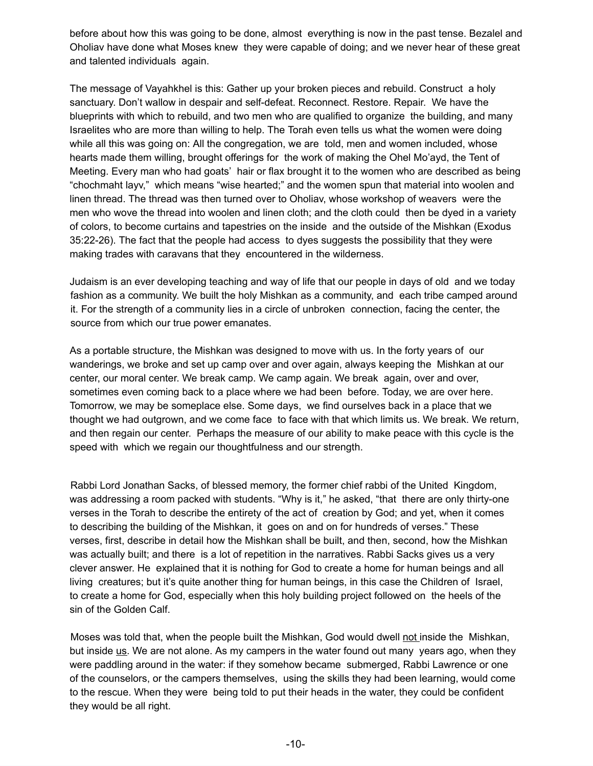before about how this was going to be done, almost everything is now in the past tense. Bezalel and Oholiav have done what Moses knew they were capable of doing; and we never hear of these great and talented individuals again.

The message of Vayahkhel is this: Gather up your broken pieces and rebuild. Construct a holy sanctuary. Don't wallow in despair and self-defeat. Reconnect. Restore. Repair. We have the blueprints with which to rebuild, and two men who are qualified to organize the building, and many Israelites who are more than willing to help. The Torah even tells us what the women were doing while all this was going on: All the congregation, we are told, men and women included, whose hearts made them willing, brought offerings for the work of making the Ohel Mo'ayd, the Tent of Meeting. Every man who had goats' hair or flax brought it to the women who are described as being "chochmaht layv," which means "wise hearted;" and the women spun that material into woolen and linen thread. The thread was then turned over to Oholiav, whose workshop of weavers were the men who wove the thread into woolen and linen cloth; and the cloth could then be dyed in a variety of colors, to become curtains and tapestries on the inside and the outside of the Mishkan (Exodus 35:22-26). The fact that the people had access to dyes suggests the possibility that they were making trades with caravans that they encountered in the wilderness.

Judaism is an ever developing teaching and way of life that our people in days of old and we today fashion as a community. We built the holy Mishkan as a community, and each tribe camped around it. For the strength of a community lies in a circle of unbroken connection, facing the center, the source from which our true power emanates.

As a portable structure, the Mishkan was designed to move with us. In the forty years of our wanderings, we broke and set up camp over and over again, always keeping the Mishkan at our center, our moral center. We break camp. We camp again. We break again, over and over, sometimes even coming back to a place where we had been before. Today, we are over here. Tomorrow, we may be someplace else. Some days, we find ourselves back in a place that we thought we had outgrown, and we come face to face with that which limits us. We break. We return, and then regain our center. Perhaps the measure of our ability to make peace with this cycle is the speed with which we regain our thoughtfulness and our strength.

Rabbi Lord Jonathan Sacks, of blessed memory, the former chief rabbi of the United Kingdom, was addressing a room packed with students. "Why is it," he asked, "that there are only thirty-one verses in the Torah to describe the entirety of the act of creation by God; and yet, when it comes to describing the building of the Mishkan, it goes on and on for hundreds of verses." These verses, first, describe in detail how the Mishkan shall be built, and then, second, how the Mishkan was actually built; and there is a lot of repetition in the narratives. Rabbi Sacks gives us a very clever answer. He explained that it is nothing for God to create a home for human beings and all living creatures; but it's quite another thing for human beings, in this case the Children of Israel, to create a home for God, especially when this holy building project followed on the heels of the sin of the Golden Calf.

Moses was told that, when the people built the Mishkan, God would dwell <u>not</u> inside the Mishkan, but inside <u>us</u>. We are not alone. As my campers in the water found out many years ago, when they were paddling around in the water: if they somehow became submerged, Rabbi Lawrence or one of the counselors, or the campers themselves, using the skills they had been learning, would come to the rescue. When they were being told to put their heads in the water, they could be confident they would be all right.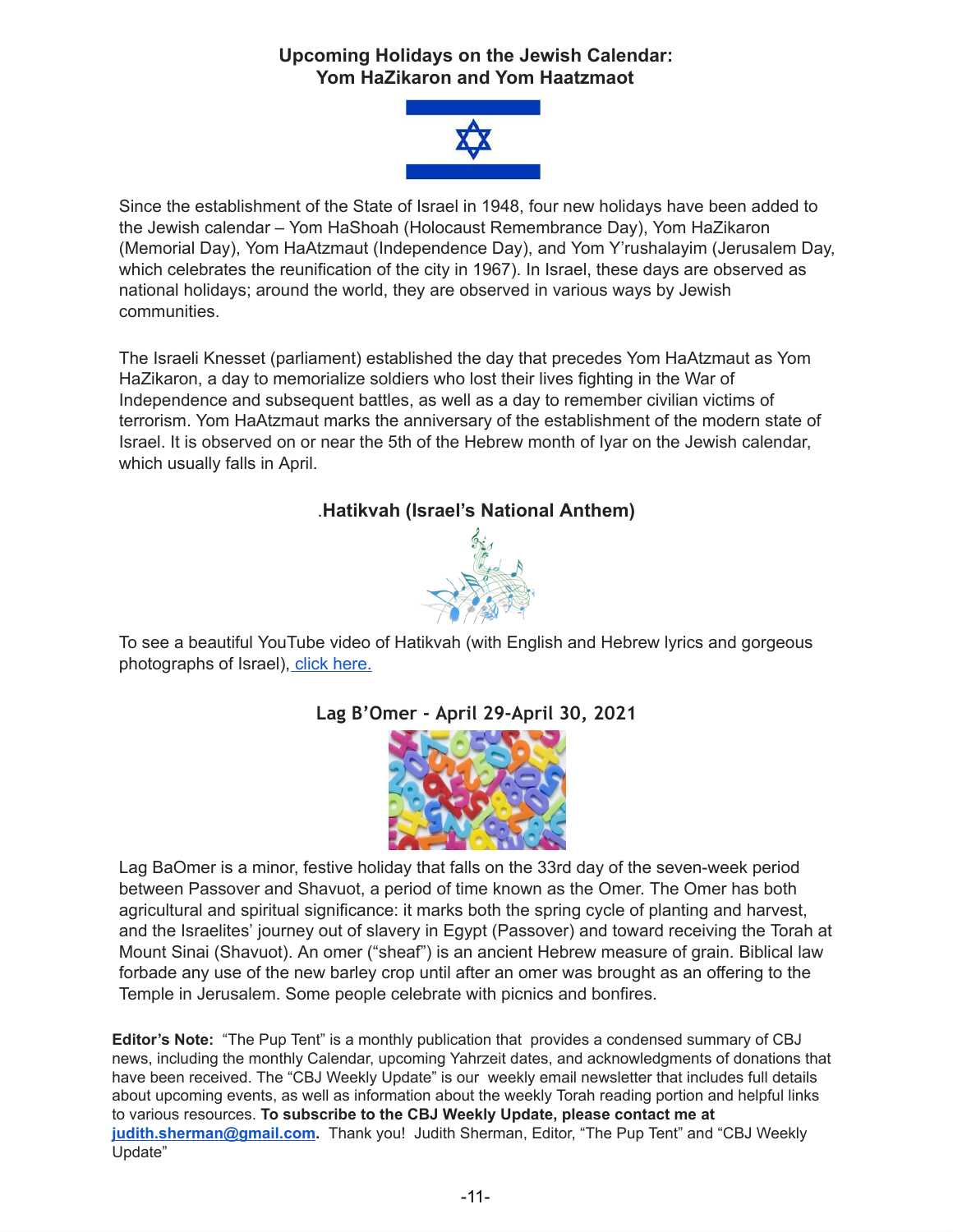## Upcoming Holidays on the Jewish Calendar:
## Yom HaZikaron and Yom Haatzmaot

Since the establishment of the State of Israel in 1948, four new holidays have been added to the Jewish calendar – Yom HaShoah (Holocaust Remembrance Day), Yom HaZikaron (Memorial Day), Yom HaAtzmaut (Independence Day), and Yom Y'rushalayim (Jerusalem Day, which celebrates the reunification of the city in 1967). In Israel, these days are observed as national holidays; around the world, they are observed in various ways by Jewish communities.

The Israeli Knesset (parliament) established the day that precedes Yom HaAtzmaut as Yom HaZikaron, a day to memorialize soldiers who lost their lives fighting in the War of Independence and subsequent battles, as well as a day to remember civilian victims of terrorism. Yom HaAtzmaut marks the anniversary of the establishment of the modern state of Israel. It is observed on or near the 5th of the Hebrew month of Iyar on the Jewish calendar, which usually falls in April.

### .Hatikvah (Israel's National Anthem)

To see a beautiful YouTube video of Hatikvah (with English and Hebrew lyrics and gorgeous photographs of Israel), click here.

### Lag B'Omer - April 29-April 30, 2021

Lag BaOmer is a minor, festive holiday that falls on the 33rd day of the seven-week period between Passover and Shavuot, a period of time known as the Omer. The Omer has both agricultural and spiritual significance: it marks both the spring cycle of planting and harvest, and the Israelites' journey out of slavery in Egypt (Passover) and toward receiving the Torah at Mount Sinai (Shavuot). An omer ("sheaf") is an ancient Hebrew measure of grain. Biblical law forbade any use of the new barley crop until after an omer was brought as an offering to the Temple in Jerusalem. Some people celebrate with picnics and bonfires.

**Editor's Note:** "The Pup Tent" is a monthly publication that provides a condensed summary of CBJ news, including the monthly Calendar, upcoming Yahrzeit dates, and acknowledgments of donations that have been received. The "CBJ Weekly Update" is our weekly email newsletter that includes full details about upcoming events, as well as information about the weekly Torah reading portion and helpful links to various resources. **To subscribe to the CBJ Weekly Update, please contact me at judith.sherman@gmail.com.** Thank you! Judith Sherman, Editor, "The Pup Tent" and "CBJ Weekly Update"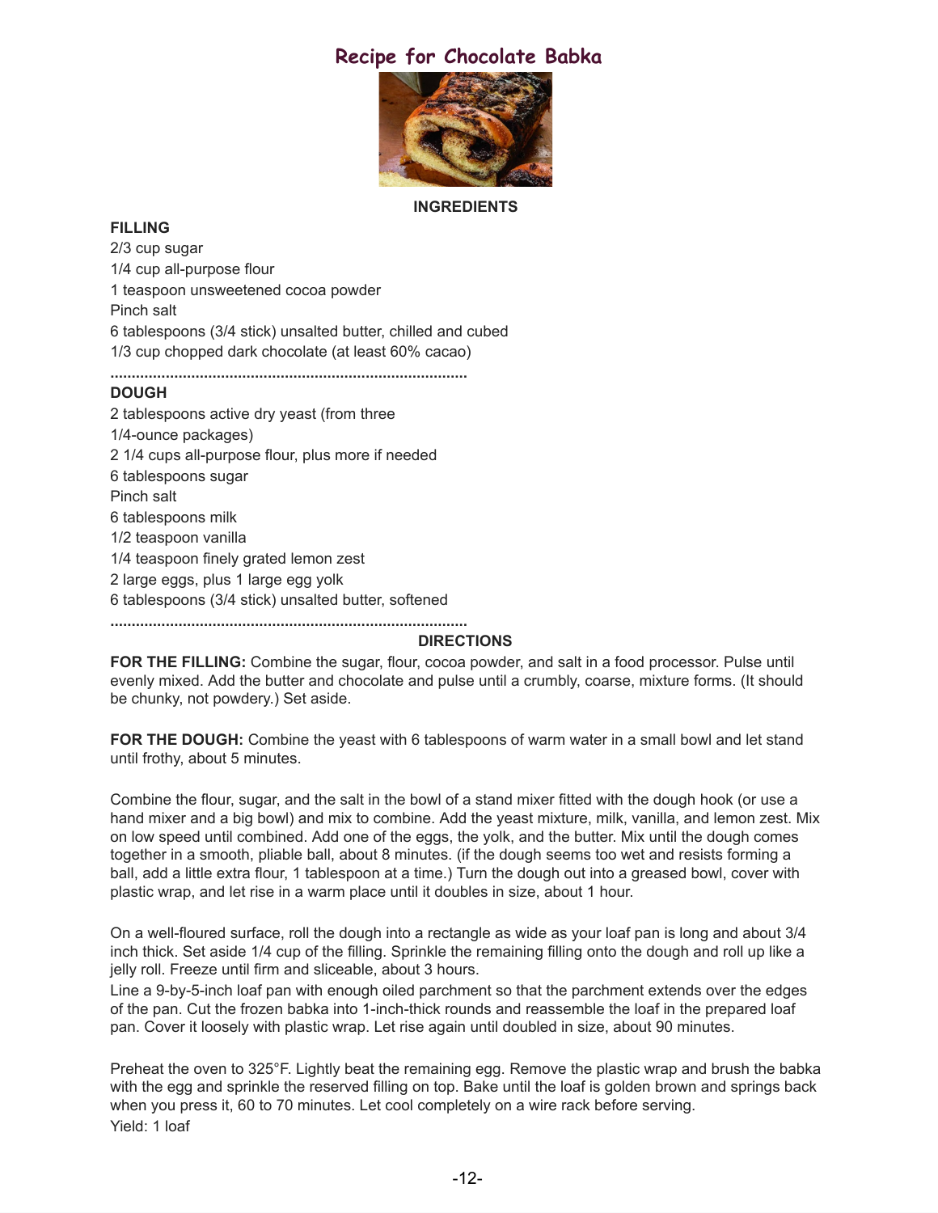# Recipe for Chocolate Babka

## INGREDIENTS

**FILLING**

2/3 cup sugar
1/4 cup all-purpose flour
1 teaspoon unsweetened cocoa powder
Pinch salt
6 tablespoons (3/4 stick) unsalted butter, chilled and cubed
1/3 cup chopped dark chocolate (at least 60% cacao)

**DOUGH**

2 tablespoons active dry yeast (from three 1/4-ounce packages)
2 1/4 cups all-purpose flour, plus more if needed
6 tablespoons sugar
Pinch salt
6 tablespoons milk
1/2 teaspoon vanilla
1/4 teaspoon finely grated lemon zest
2 large eggs, plus 1 large egg yolk
6 tablespoons (3/4 stick) unsalted butter, softened

## DIRECTIONS

**FOR THE FILLING:** Combine the sugar, flour, cocoa powder, and salt in a food processor. Pulse until evenly mixed. Add the butter and chocolate and pulse until a crumbly, coarse, mixture forms. (It should be chunky, not powdery.) Set aside.

**FOR THE DOUGH:** Combine the yeast with 6 tablespoons of warm water in a small bowl and let stand until frothy, about 5 minutes.

Combine the flour, sugar, and the salt in the bowl of a stand mixer fitted with the dough hook (or use a hand mixer and a big bowl) and mix to combine. Add the yeast mixture, milk, vanilla, and lemon zest. Mix on low speed until combined. Add one of the eggs, the yolk, and the butter. Mix until the dough comes together in a smooth, pliable ball, about 8 minutes. (if the dough seems too wet and resists forming a ball, add a little extra flour, 1 tablespoon at a time.) Turn the dough out into a greased bowl, cover with plastic wrap, and let rise in a warm place until it doubles in size, about 1 hour.

On a well-floured surface, roll the dough into a rectangle as wide as your loaf pan is long and about 3/4 inch thick. Set aside 1/4 cup of the filling. Sprinkle the remaining filling onto the dough and roll up like a jelly roll. Freeze until firm and sliceable, about 3 hours.

Line a 9-by-5-inch loaf pan with enough oiled parchment so that the parchment extends over the edges of the pan. Cut the frozen babka into 1-inch-thick rounds and reassemble the loaf in the prepared loaf pan. Cover it loosely with plastic wrap. Let rise again until doubled in size, about 90 minutes.

Preheat the oven to 325°F. Lightly beat the remaining egg. Remove the plastic wrap and brush the babka with the egg and sprinkle the reserved filling on top. Bake until the loaf is golden brown and springs back when you press it, 60 to 70 minutes. Let cool completely on a wire rack before serving.

Yield: 1 loaf